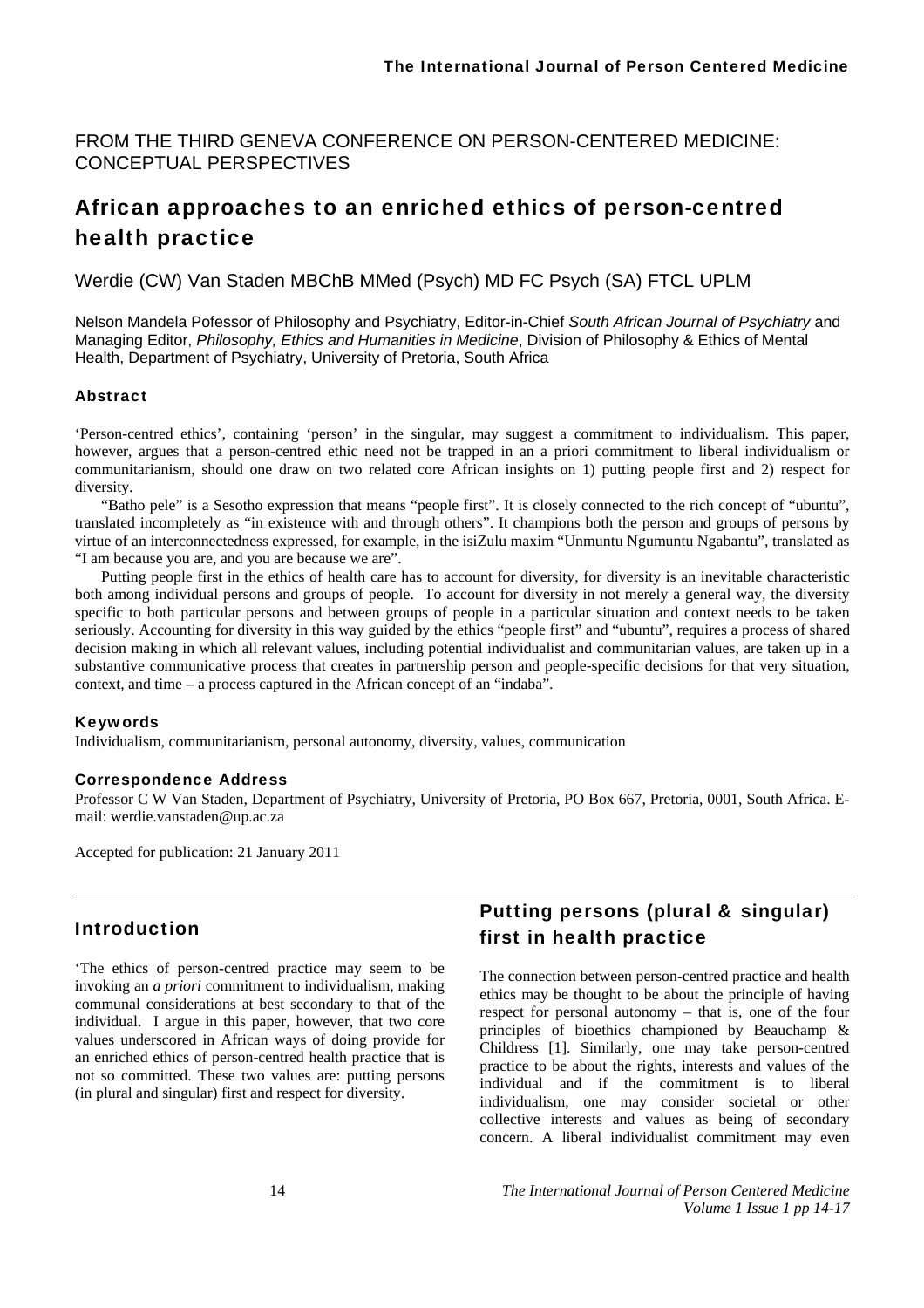FROM THE THIRD GENEVA CONFERENCE ON PERSON-CENTERED MEDICINE: CONCEPTUAL PERSPECTIVES

# African approaches to an enriched ethics of person-centred health practice

Werdie (CW) Van Staden MBChB MMed (Psych) MD FC Psych (SA) FTCL UPLM

Nelson Mandela Pofessor of Philosophy and Psychiatry, Editor-in-Chief *South African Journal of Psychiatry* and Managing Editor, *Philosophy, Ethics and Humanities in Medicine*, Division of Philosophy & Ethics of Mental Health, Department of Psychiatry, University of Pretoria, South Africa

### Abstract

'Person-centred ethics', containing 'person' in the singular, may suggest a commitment to individualism. This paper, however, argues that a person-centred ethic need not be trapped in an a priori commitment to liberal individualism or communitarianism, should one draw on two related core African insights on 1) putting people first and 2) respect for diversity.

"Batho pele" is a Sesotho expression that means "people first". It is closely connected to the rich concept of "ubuntu", translated incompletely as "in existence with and through others". It champions both the person and groups of persons by virtue of an interconnectedness expressed, for example, in the isiZulu maxim "Unmuntu Ngumuntu Ngabantu", translated as "I am because you are, and you are because we are".

Putting people first in the ethics of health care has to account for diversity, for diversity is an inevitable characteristic both among individual persons and groups of people. To account for diversity in not merely a general way, the diversity specific to both particular persons and between groups of people in a particular situation and context needs to be taken seriously. Accounting for diversity in this way guided by the ethics "people first" and "ubuntu", requires a process of shared decision making in which all relevant values, including potential individualist and communitarian values, are taken up in a substantive communicative process that creates in partnership person and people-specific decisions for that very situation, context, and time – a process captured in the African concept of an "indaba".

### Keywords

Individualism, communitarianism, personal autonomy, diversity, values, communication

### Correspondence Address

Professor C W Van Staden, Department of Psychiatry, University of Pretoria, PO Box 667, Pretoria, 0001, South Africa. E-mail: werdie.vanstaden@up.ac.za

Accepted for publication: 21 January 2011

## Introduction

'The ethics of person-centred practice may seem to be invoking an *a priori* commitment to individualism, making communal considerations at best secondary to that of the individual. I argue in this paper, however, that two core values underscored in African ways of doing provide for an enriched ethics of person-centred health practice that is not so committed. These two values are: putting persons (in plural and singular) first and respect for diversity.

## Putting persons (plural & singular) first in health practice

The connection between person-centred practice and health ethics may be thought to be about the principle of having respect for personal autonomy – that is, one of the four principles of bioethics championed by Beauchamp & Childress [1]. Similarly, one may take person-centred practice to be about the rights, interests and values of the individual and if the commitment is to liberal individualism, one may consider societal or other collective interests and values as being of secondary concern. A liberal individualist commitment may even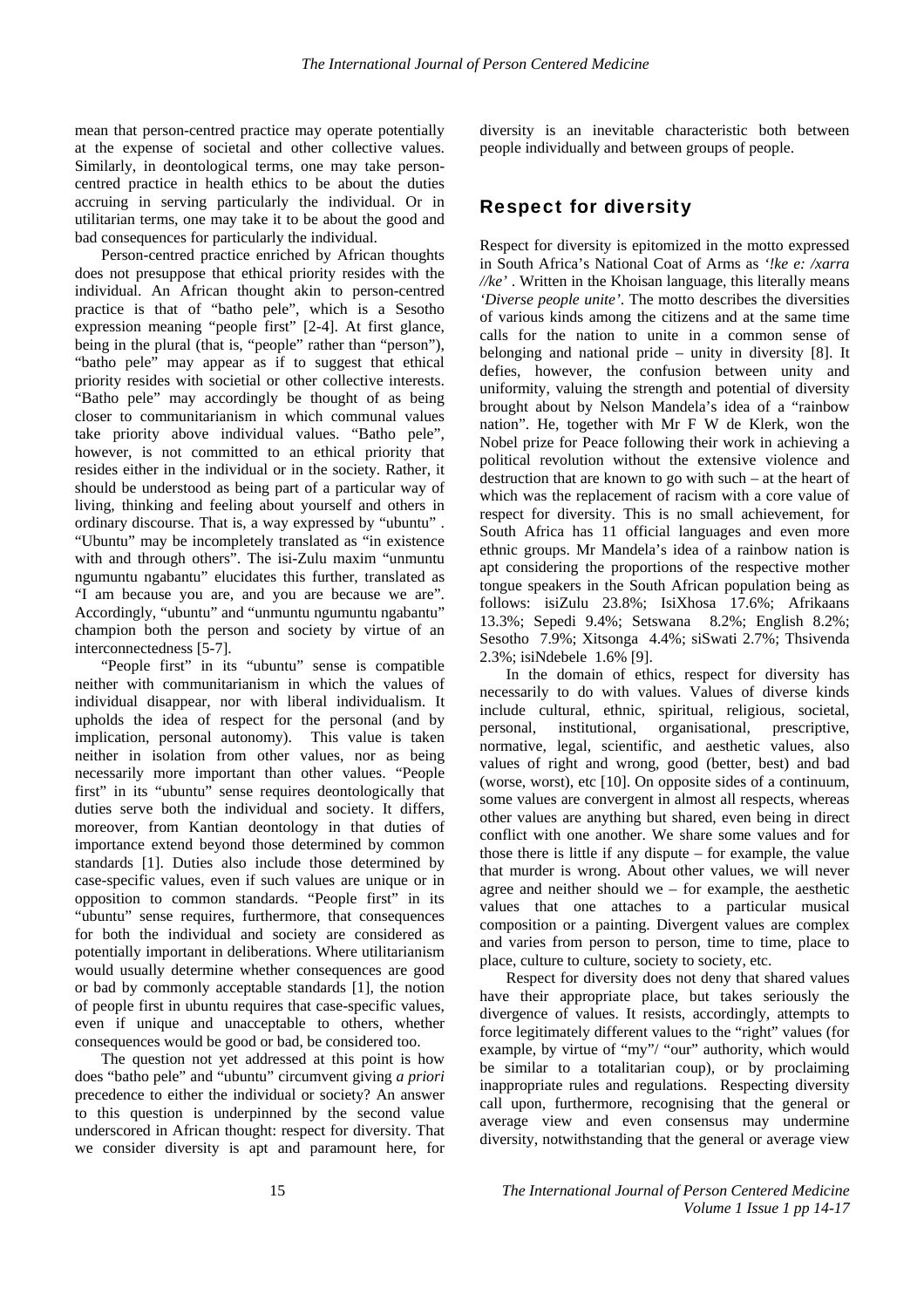mean that person-centred practice may operate potentially at the expense of societal and other collective values. Similarly, in deontological terms, one may take person-centred practice in health ethics to be about the duties accruing in serving particularly the individual. Or in utilitarian terms, one may take it to be about the good and bad consequences for particularly the individual.

Person-centred practice enriched by African thoughts does not presuppose that ethical priority resides with the individual. An African thought akin to person-centred practice is that of "batho pele", which is a Sesotho expression meaning "people first" [2-4]. At first glance, being in the plural (that is, "people" rather than "person"), "batho pele" may appear as if to suggest that ethical priority resides with societial or other collective interests. "Batho pele" may accordingly be thought of as being closer to communitarianism in which communal values take priority above individual values. "Batho pele", however, is not committed to an ethical priority that resides either in the individual or in the society. Rather, it should be understood as being part of a particular way of living, thinking and feeling about yourself and others in ordinary discourse. That is, a way expressed by "ubuntu" . "Ubuntu" may be incompletely translated as "in existence with and through others". The isi-Zulu maxim "unmuntu ngumuntu ngabantu" elucidates this further, translated as "I am because you are, and you are because we are". Accordingly, "ubuntu" and "unmuntu ngumuntu ngabantu" champion both the person and society by virtue of an interconnectedness [5-7].

"People first" in its "ubuntu" sense is compatible neither with communitarianism in which the values of individual disappear, nor with liberal individualism. It upholds the idea of respect for the personal (and by implication, personal autonomy). This value is taken neither in isolation from other values, nor as being necessarily more important than other values. "People first" in its "ubuntu" sense requires deontologically that duties serve both the individual and society. It differs, moreover, from Kantian deontology in that duties of importance extend beyond those determined by common standards [1]. Duties also include those determined by case-specific values, even if such values are unique or in opposition to common standards. "People first" in its "ubuntu" sense requires, furthermore, that consequences for both the individual and society are considered as potentially important in deliberations. Where utilitarianism would usually determine whether consequences are good or bad by commonly acceptable standards [1], the notion of people first in ubuntu requires that case-specific values, even if unique and unacceptable to others, whether consequences would be good or bad, be considered too.

The question not yet addressed at this point is how does "batho pele" and "ubuntu" circumvent giving *a priori* precedence to either the individual or society? An answer to this question is underpinned by the second value underscored in African thought: respect for diversity. That we consider diversity is apt and paramount here, for diversity is an inevitable characteristic both between people individually and between groups of people.

## Respect for diversity

Respect for diversity is epitomized in the motto expressed in South Africa's National Coat of Arms as *'!ke e: /xarra //ke'* . Written in the Khoisan language, this literally means *'Diverse people unite'*. The motto describes the diversities of various kinds among the citizens and at the same time calls for the nation to unite in a common sense of belonging and national pride – unity in diversity [8]. It defies, however, the confusion between unity and uniformity, valuing the strength and potential of diversity brought about by Nelson Mandela's idea of a "rainbow nation". He, together with Mr F W de Klerk, won the Nobel prize for Peace following their work in achieving a political revolution without the extensive violence and destruction that are known to go with such – at the heart of which was the replacement of racism with a core value of respect for diversity. This is no small achievement, for South Africa has 11 official languages and even more ethnic groups. Mr Mandela's idea of a rainbow nation is apt considering the proportions of the respective mother tongue speakers in the South African population being as follows: isiZulu 23.8%; IsiXhosa 17.6%; Afrikaans 13.3%; Sepedi 9.4%; Setswana 8.2%; English 8.2%; Sesotho 7.9%; Xitsonga 4.4%; siSwati 2.7%; Thsivenda 2.3%; isiNdebele 1.6% [9].

In the domain of ethics, respect for diversity has necessarily to do with values. Values of diverse kinds include cultural, ethnic, spiritual, religious, societal, personal, institutional, organisational, prescriptive, normative, legal, scientific, and aesthetic values, also values of right and wrong, good (better, best) and bad (worse, worst), etc [10]. On opposite sides of a continuum, some values are convergent in almost all respects, whereas other values are anything but shared, even being in direct conflict with one another. We share some values and for those there is little if any dispute – for example, the value that murder is wrong. About other values, we will never agree and neither should we – for example, the aesthetic values that one attaches to a particular musical composition or a painting. Divergent values are complex and varies from person to person, time to time, place to place, culture to culture, society to society, etc.

Respect for diversity does not deny that shared values have their appropriate place, but takes seriously the divergence of values. It resists, accordingly, attempts to force legitimately different values to the "right" values (for example, by virtue of "my"/ "our" authority, which would be similar to a totalitarian coup), or by proclaiming inappropriate rules and regulations. Respecting diversity call upon, furthermore, recognising that the general or average view and even consensus may undermine diversity, notwithstanding that the general or average view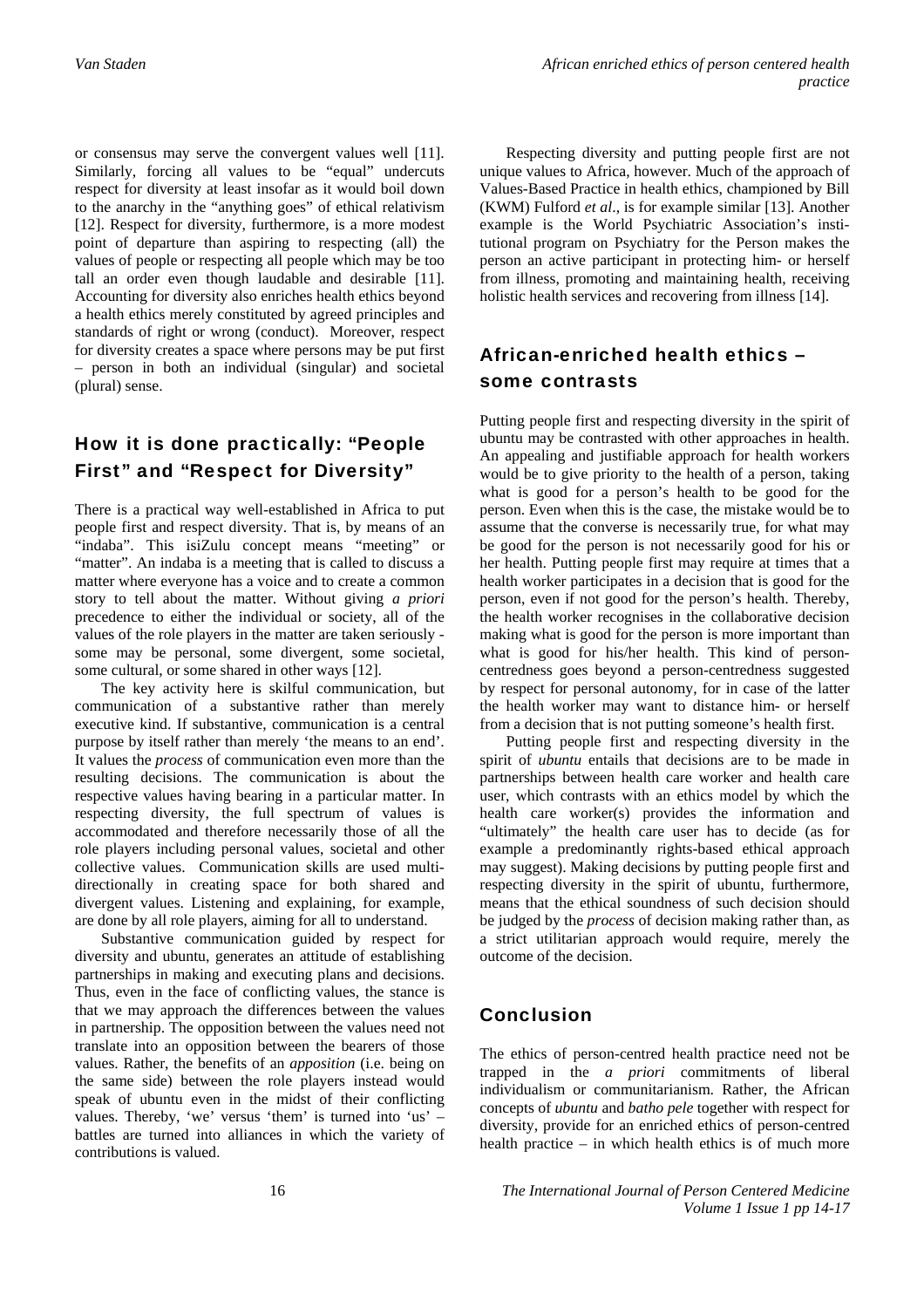or consensus may serve the convergent values well [11]. Similarly, forcing all values to be "equal" undercuts respect for diversity at least insofar as it would boil down to the anarchy in the "anything goes" of ethical relativism [12]. Respect for diversity, furthermore, is a more modest point of departure than aspiring to respecting (all) the values of people or respecting all people which may be too tall an order even though laudable and desirable [11]. Accounting for diversity also enriches health ethics beyond a health ethics merely constituted by agreed principles and standards of right or wrong (conduct). Moreover, respect for diversity creates a space where persons may be put first – person in both an individual (singular) and societal (plural) sense.

## How it is done practically: "People First" and "Respect for Diversity"

There is a practical way well-established in Africa to put people first and respect diversity. That is, by means of an "indaba". This isiZulu concept means "meeting" or "matter". An indaba is a meeting that is called to discuss a matter where everyone has a voice and to create a common story to tell about the matter. Without giving *a priori* precedence to either the individual or society, all of the values of the role players in the matter are taken seriously - some may be personal, some divergent, some societal, some cultural, or some shared in other ways [12].

The key activity here is skilful communication, but communication of a substantive rather than merely executive kind. If substantive, communication is a central purpose by itself rather than merely 'the means to an end'. It values the *process* of communication even more than the resulting decisions. The communication is about the respective values having bearing in a particular matter. In respecting diversity, the full spectrum of values is accommodated and therefore necessarily those of all the role players including personal values, societal and other collective values. Communication skills are used multi-directionally in creating space for both shared and divergent values. Listening and explaining, for example, are done by all role players, aiming for all to understand.

Substantive communication guided by respect for diversity and ubuntu, generates an attitude of establishing partnerships in making and executing plans and decisions. Thus, even in the face of conflicting values, the stance is that we may approach the differences between the values in partnership. The opposition between the values need not translate into an opposition between the bearers of those values. Rather, the benefits of an *apposition* (i.e. being on the same side) between the role players instead would speak of ubuntu even in the midst of their conflicting values. Thereby, 'we' versus 'them' is turned into 'us' – battles are turned into alliances in which the variety of contributions is valued.

Respecting diversity and putting people first are not unique values to Africa, however. Much of the approach of Values-Based Practice in health ethics, championed by Bill (KWM) Fulford *et al*., is for example similar [13]. Another example is the World Psychiatric Association's institutional program on Psychiatry for the Person makes the person an active participant in protecting him- or herself from illness, promoting and maintaining health, receiving holistic health services and recovering from illness [14].

## African-enriched health ethics – some contrasts

Putting people first and respecting diversity in the spirit of ubuntu may be contrasted with other approaches in health. An appealing and justifiable approach for health workers would be to give priority to the health of a person, taking what is good for a person's health to be good for the person. Even when this is the case, the mistake would be to assume that the converse is necessarily true, for what may be good for the person is not necessarily good for his or her health. Putting people first may require at times that a health worker participates in a decision that is good for the person, even if not good for the person's health. Thereby, the health worker recognises in the collaborative decision making what is good for the person is more important than what is good for his/her health. This kind of person-centredness goes beyond a person-centredness suggested by respect for personal autonomy, for in case of the latter the health worker may want to distance him- or herself from a decision that is not putting someone's health first.

Putting people first and respecting diversity in the spirit of *ubuntu* entails that decisions are to be made in partnerships between health care worker and health care user, which contrasts with an ethics model by which the health care worker(s) provides the information and "ultimately" the health care user has to decide (as for example a predominantly rights-based ethical approach may suggest). Making decisions by putting people first and respecting diversity in the spirit of ubuntu, furthermore, means that the ethical soundness of such decision should be judged by the *process* of decision making rather than, as a strict utilitarian approach would require, merely the outcome of the decision.

## Conclusion

The ethics of person-centred health practice need not be trapped in the *a priori* commitments of liberal individualism or communitarianism. Rather, the African concepts of *ubuntu* and *batho pele* together with respect for diversity, provide for an enriched ethics of person-centred health practice – in which health ethics is of much more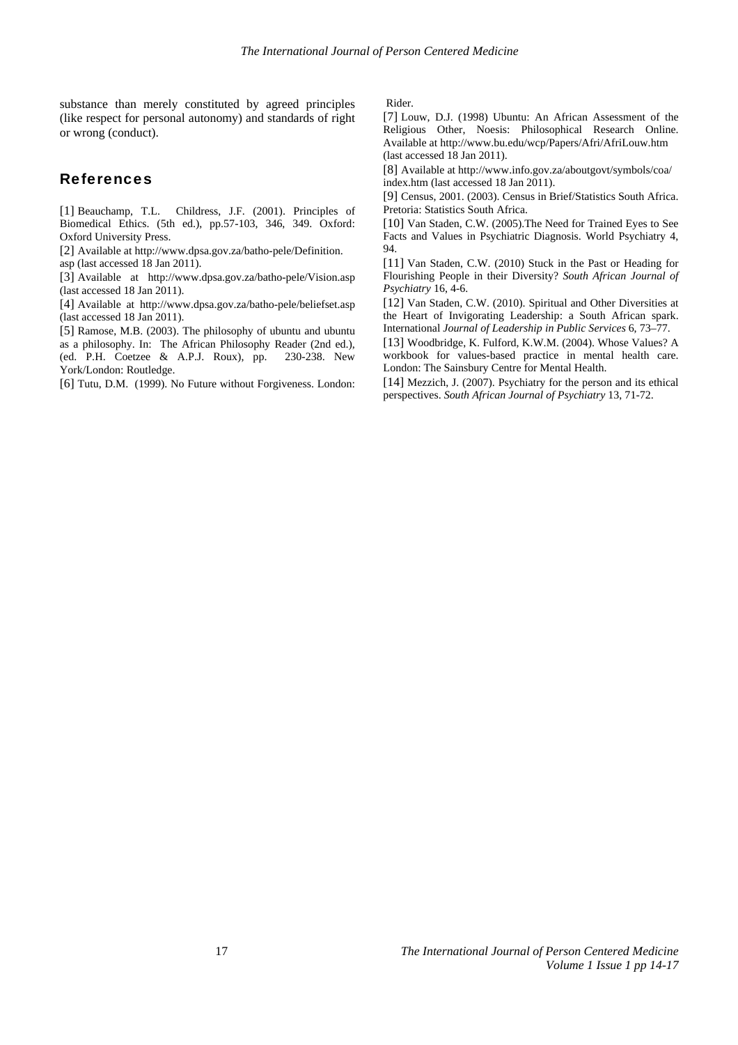substance than merely constituted by agreed principles (like respect for personal autonomy) and standards of right or wrong (conduct).

## References

[1] Beauchamp, T.L. Childress, J.F. (2001). Principles of Biomedical Ethics. (5th ed.), pp.57-103, 346, 349. Oxford: Oxford University Press.

[2] Available at http://www.dpsa.gov.za/batho-pele/Definition.asp (last accessed 18 Jan 2011).

[3] Available at http://www.dpsa.gov.za/batho-pele/Vision.asp (last accessed 18 Jan 2011).

[4] Available at http://www.dpsa.gov.za/batho-pele/beliefset.asp (last accessed 18 Jan 2011).

[5] Ramose, M.B. (2003). The philosophy of ubuntu and ubuntu as a philosophy. In: The African Philosophy Reader (2nd ed.), (ed. P.H. Coetzee & A.P.J. Roux), pp. 230-238. New York/London: Routledge.

[6] Tutu, D.M. (1999). No Future without Forgiveness. London: Rider.

[7] Louw, D.J. (1998) Ubuntu: An African Assessment of the Religious Other, Noesis: Philosophical Research Online. Available at http://www.bu.edu/wcp/Papers/Afri/AfriLouw.htm (last accessed 18 Jan 2011).

[8] Available at http://www.info.gov.za/aboutgovt/symbols/coa/index.htm (last accessed 18 Jan 2011).

[9] Census, 2001. (2003). Census in Brief/Statistics South Africa. Pretoria: Statistics South Africa.

[10] Van Staden, C.W. (2005).The Need for Trained Eyes to See Facts and Values in Psychiatric Diagnosis. World Psychiatry 4, 94.

[11] Van Staden, C.W. (2010) Stuck in the Past or Heading for Flourishing People in their Diversity? *South African Journal of Psychiatry* 16, 4-6.

[12] Van Staden, C.W. (2010). Spiritual and Other Diversities at the Heart of Invigorating Leadership: a South African spark. International *Journal of Leadership in Public Services* 6, 73–77.

[13] Woodbridge, K. Fulford, K.W.M. (2004). Whose Values? A workbook for values-based practice in mental health care. London: The Sainsbury Centre for Mental Health.

[14] Mezzich, J. (2007). Psychiatry for the person and its ethical perspectives. *South African Journal of Psychiatry* 13, 71-72.